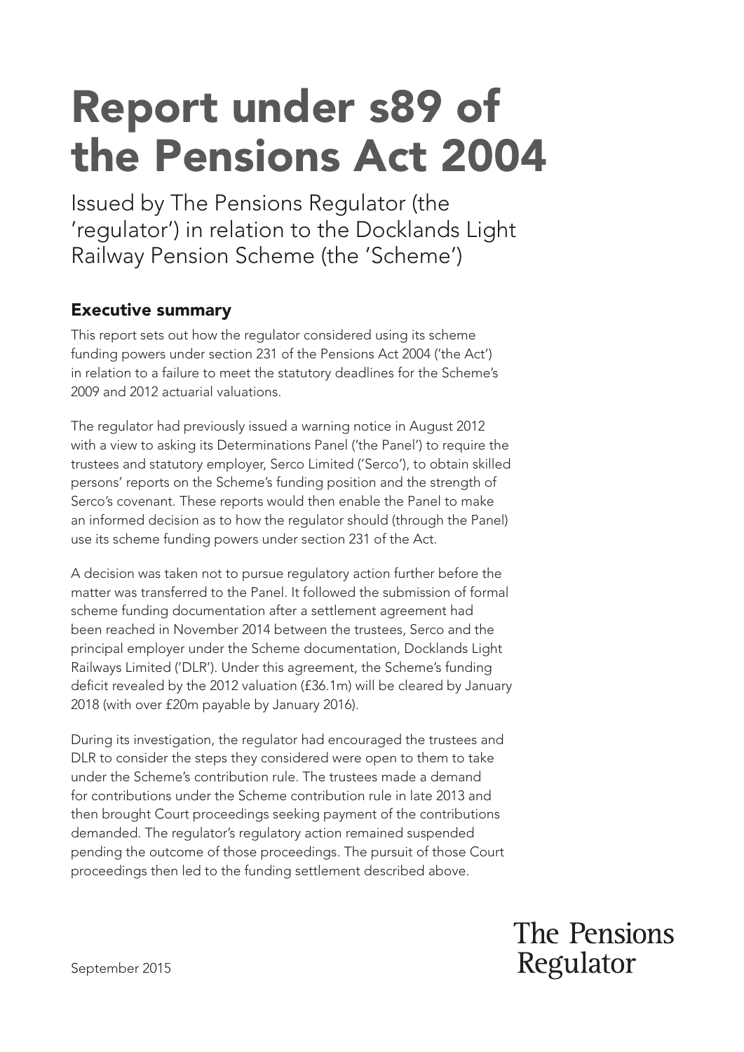# Report under s89 of the Pensions Act 2004

Issued by The Pensions Regulator (the 'regulator') in relation to the Docklands Light Railway Pension Scheme (the 'Scheme')

## Executive summary

This report sets out how the regulator considered using its scheme funding powers under section 231 of the Pensions Act 2004 ('the Act') in relation to a failure to meet the statutory deadlines for the Scheme's 2009 and 2012 actuarial valuations.

The regulator had previously issued a warning notice in August 2012 with a view to asking its Determinations Panel ('the Panel') to require the trustees and statutory employer, Serco Limited ('Serco'), to obtain skilled persons' reports on the Scheme's funding position and the strength of Serco's covenant. These reports would then enable the Panel to make an informed decision as to how the regulator should (through the Panel) use its scheme funding powers under section 231 of the Act.

A decision was taken not to pursue regulatory action further before the matter was transferred to the Panel. It followed the submission of formal scheme funding documentation after a settlement agreement had been reached in November 2014 between the trustees, Serco and the principal employer under the Scheme documentation, Docklands Light Railways Limited ('DLR'). Under this agreement, the Scheme's funding deficit revealed by the 2012 valuation (£36.1m) will be cleared by January 2018 (with over £20m payable by January 2016).

During its investigation, the regulator had encouraged the trustees and DLR to consider the steps they considered were open to them to take under the Scheme's contribution rule. The trustees made a demand for contributions under the Scheme contribution rule in late 2013 and then brought Court proceedings seeking payment of the contributions demanded. The regulator's regulatory action remained suspended pending the outcome of those proceedings. The pursuit of those Court proceedings then led to the funding settlement described above.

September 2015

The Pensions Regulator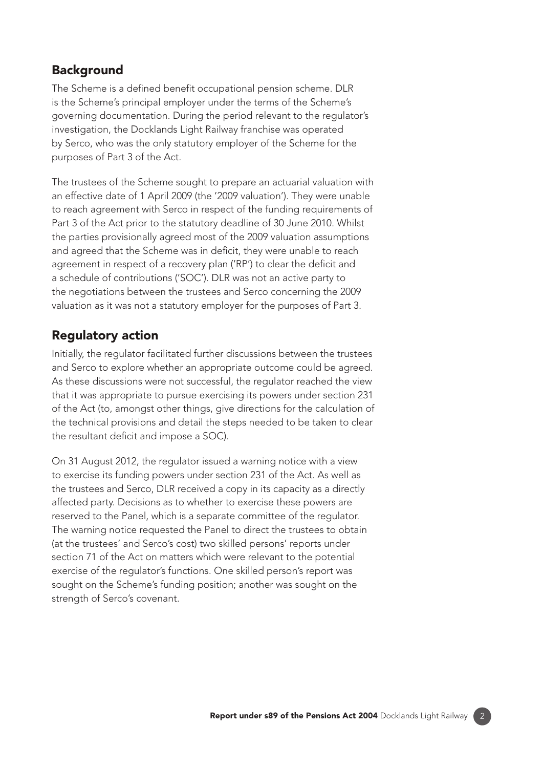## Background

The Scheme is a defined benefit occupational pension scheme. DLR is the Scheme's principal employer under the terms of the Scheme's governing documentation. During the period relevant to the regulator's investigation, the Docklands Light Railway franchise was operated by Serco, who was the only statutory employer of the Scheme for the purposes of Part 3 of the Act.

The trustees of the Scheme sought to prepare an actuarial valuation with an effective date of 1 April 2009 (the '2009 valuation'). They were unable to reach agreement with Serco in respect of the funding requirements of Part 3 of the Act prior to the statutory deadline of 30 June 2010. Whilst the parties provisionally agreed most of the 2009 valuation assumptions and agreed that the Scheme was in deficit, they were unable to reach agreement in respect of a recovery plan ('RP') to clear the deficit and a schedule of contributions ('SOC'). DLR was not an active party to the negotiations between the trustees and Serco concerning the 2009 valuation as it was not a statutory employer for the purposes of Part 3.

## Regulatory action

Initially, the regulator facilitated further discussions between the trustees and Serco to explore whether an appropriate outcome could be agreed. As these discussions were not successful, the regulator reached the view that it was appropriate to pursue exercising its powers under section 231 of the Act (to, amongst other things, give directions for the calculation of the technical provisions and detail the steps needed to be taken to clear the resultant deficit and impose a SOC).

On 31 August 2012, the regulator issued a warning notice with a view to exercise its funding powers under section 231 of the Act. As well as the trustees and Serco, DLR received a copy in its capacity as a directly affected party. Decisions as to whether to exercise these powers are reserved to the Panel, which is a separate committee of the regulator. The warning notice requested the Panel to direct the trustees to obtain (at the trustees' and Serco's cost) two skilled persons' reports under section 71 of the Act on matters which were relevant to the potential exercise of the regulator's functions. One skilled person's report was sought on the Scheme's funding position; another was sought on the strength of Serco's covenant.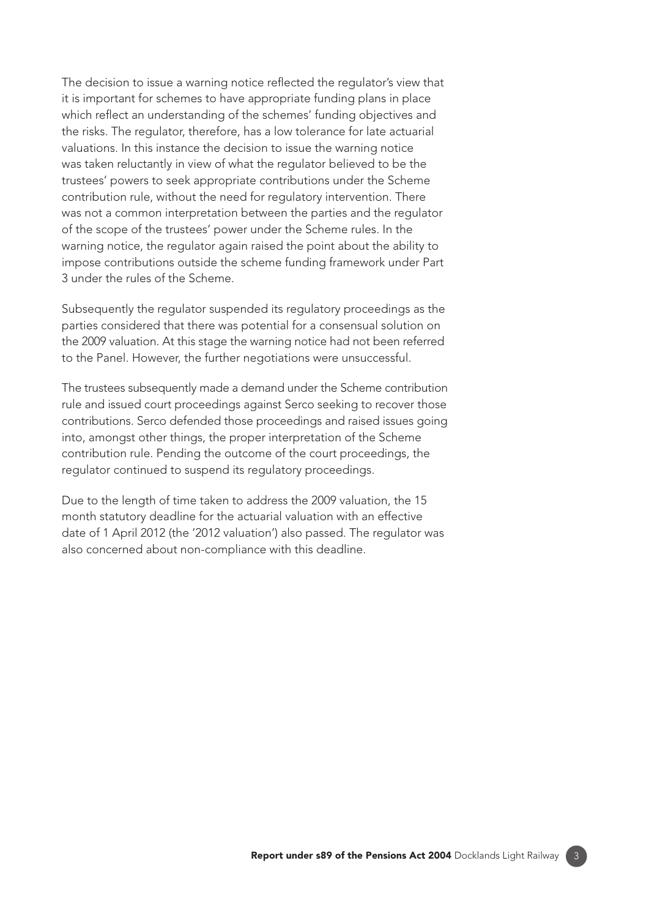The decision to issue a warning notice reflected the regulator's view that it is important for schemes to have appropriate funding plans in place which reflect an understanding of the schemes' funding objectives and the risks. The regulator, therefore, has a low tolerance for late actuarial valuations. In this instance the decision to issue the warning notice was taken reluctantly in view of what the regulator believed to be the trustees' powers to seek appropriate contributions under the Scheme contribution rule, without the need for regulatory intervention. There was not a common interpretation between the parties and the regulator of the scope of the trustees' power under the Scheme rules. In the warning notice, the regulator again raised the point about the ability to impose contributions outside the scheme funding framework under Part 3 under the rules of the Scheme.

Subsequently the regulator suspended its regulatory proceedings as the parties considered that there was potential for a consensual solution on the 2009 valuation. At this stage the warning notice had not been referred to the Panel. However, the further negotiations were unsuccessful.

The trustees subsequently made a demand under the Scheme contribution rule and issued court proceedings against Serco seeking to recover those contributions. Serco defended those proceedings and raised issues going into, amongst other things, the proper interpretation of the Scheme contribution rule. Pending the outcome of the court proceedings, the regulator continued to suspend its regulatory proceedings.

Due to the length of time taken to address the 2009 valuation, the 15 month statutory deadline for the actuarial valuation with an effective date of 1 April 2012 (the '2012 valuation') also passed. The regulator was also concerned about non-compliance with this deadline.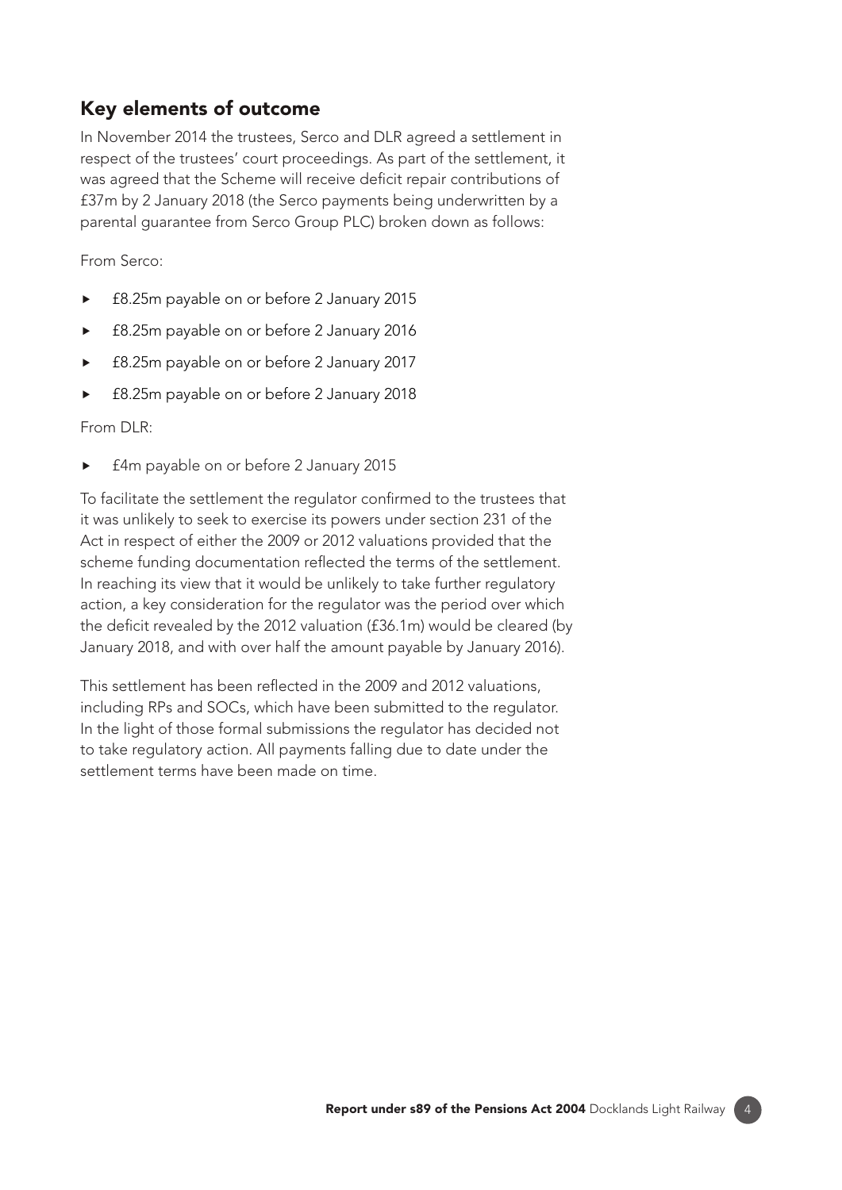## Key elements of outcome

In November 2014 the trustees, Serco and DLR agreed a settlement in respect of the trustees' court proceedings. As part of the settlement, it was agreed that the Scheme will receive deficit repair contributions of £37m by 2 January 2018 (the Serco payments being underwritten by a parental guarantee from Serco Group PLC) broken down as follows:

From Serco:

- £8.25m payable on or before 2 January 2015
- £8.25m payable on or before 2 January 2016
- £8.25m payable on or before 2 January 2017
- £8.25m payable on or before 2 January 2018

From DLR:

- £4m payable on or before 2 January 2015

To facilitate the settlement the regulator confirmed to the trustees that it was unlikely to seek to exercise its powers under section 231 of the Act in respect of either the 2009 or 2012 valuations provided that the scheme funding documentation reflected the terms of the settlement. In reaching its view that it would be unlikely to take further regulatory action, a key consideration for the regulator was the period over which the deficit revealed by the 2012 valuation (£36.1m) would be cleared (by January 2018, and with over half the amount payable by January 2016).

This settlement has been reflected in the 2009 and 2012 valuations, including RPs and SOCs, which have been submitted to the regulator. In the light of those formal submissions the regulator has decided not to take regulatory action. All payments falling due to date under the settlement terms have been made on time.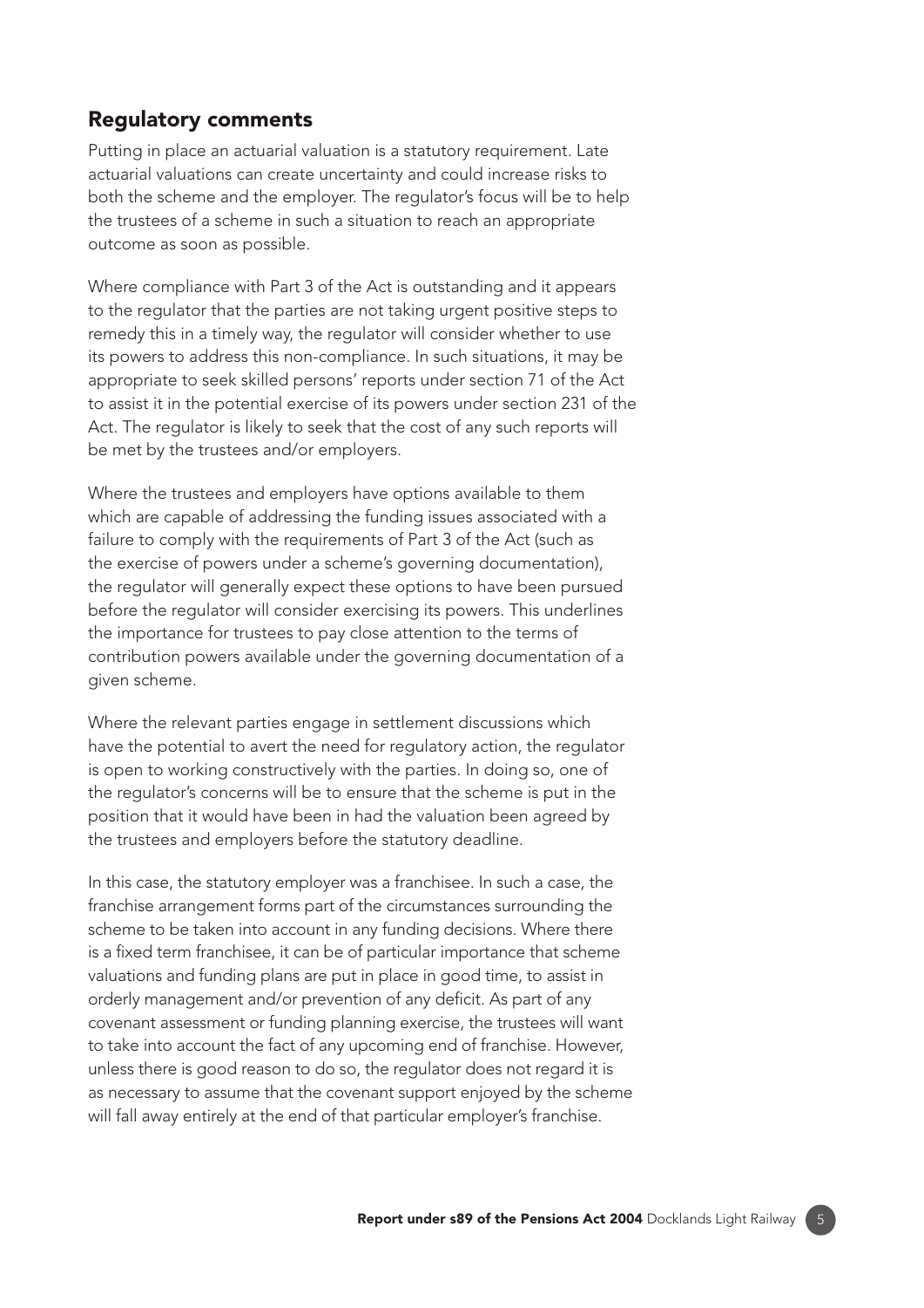## Regulatory comments

Putting in place an actuarial valuation is a statutory requirement. Late actuarial valuations can create uncertainty and could increase risks to both the scheme and the employer. The regulator's focus will be to help the trustees of a scheme in such a situation to reach an appropriate outcome as soon as possible.

Where compliance with Part 3 of the Act is outstanding and it appears to the regulator that the parties are not taking urgent positive steps to remedy this in a timely way, the regulator will consider whether to use its powers to address this non-compliance. In such situations, it may be appropriate to seek skilled persons' reports under section 71 of the Act to assist it in the potential exercise of its powers under section 231 of the Act. The regulator is likely to seek that the cost of any such reports will be met by the trustees and/or employers.

Where the trustees and employers have options available to them which are capable of addressing the funding issues associated with a failure to comply with the requirements of Part 3 of the Act (such as the exercise of powers under a scheme's governing documentation), the regulator will generally expect these options to have been pursued before the regulator will consider exercising its powers. This underlines the importance for trustees to pay close attention to the terms of contribution powers available under the governing documentation of a given scheme.

Where the relevant parties engage in settlement discussions which have the potential to avert the need for regulatory action, the regulator is open to working constructively with the parties. In doing so, one of the regulator's concerns will be to ensure that the scheme is put in the position that it would have been in had the valuation been agreed by the trustees and employers before the statutory deadline.

In this case, the statutory employer was a franchisee. In such a case, the franchise arrangement forms part of the circumstances surrounding the scheme to be taken into account in any funding decisions. Where there is a fixed term franchisee, it can be of particular importance that scheme valuations and funding plans are put in place in good time, to assist in orderly management and/or prevention of any deficit. As part of any covenant assessment or funding planning exercise, the trustees will want to take into account the fact of any upcoming end of franchise. However, unless there is good reason to do so, the regulator does not regard it is as necessary to assume that the covenant support enjoyed by the scheme will fall away entirely at the end of that particular employer's franchise.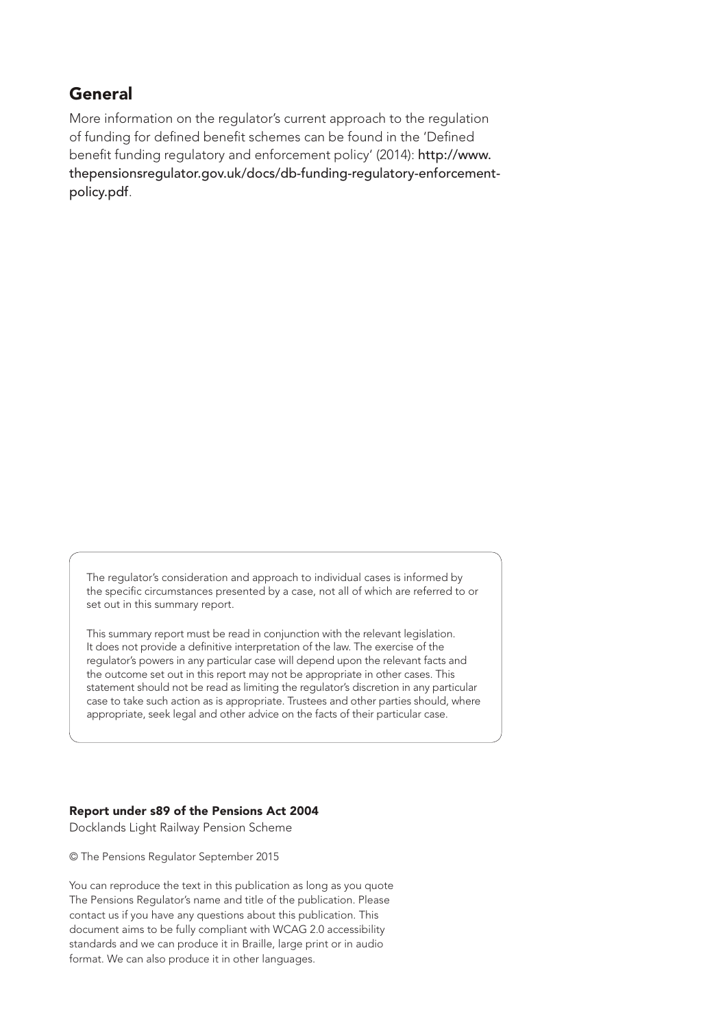## General

More information on the regulator's current approach to the regulation of funding for defined benefit schemes can be found in the 'Defined benefit funding regulatory and enforcement policy' (2014): **http://www.thepensionsregulator.gov.uk/docs/db-funding-regulatory-enforcement-policy.pdf**.

The regulator's consideration and approach to individual cases is informed by the specific circumstances presented by a case, not all of which are referred to or set out in this summary report.

This summary report must be read in conjunction with the relevant legislation. It does not provide a definitive interpretation of the law. The exercise of the regulator's powers in any particular case will depend upon the relevant facts and the outcome set out in this report may not be appropriate in other cases. This statement should not be read as limiting the regulator's discretion in any particular case to take such action as is appropriate. Trustees and other parties should, where appropriate, seek legal and other advice on the facts of their particular case.

**Report under s89 of the Pensions Act 2004**
Docklands Light Railway Pension Scheme

© The Pensions Regulator September 2015

You can reproduce the text in this publication as long as you quote The Pensions Regulator's name and title of the publication. Please contact us if you have any questions about this publication. This document aims to be fully compliant with WCAG 2.0 accessibility standards and we can produce it in Braille, large print or in audio format. We can also produce it in other languages.